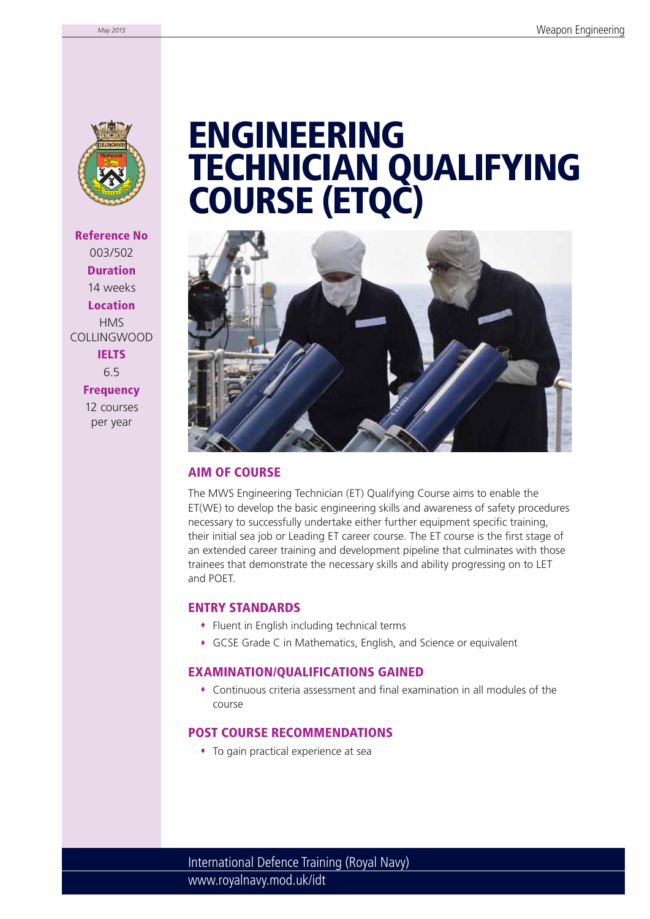# ENGINEERING TECHNICIAN QUALIFYING COURSE (ETQC)

**Reference No**
003/502

**Duration**
14 weeks

**Location**
HMS COLLINGWOOD

**IELTS**
6.5

**Frequency**
12 courses per year

## AIM OF COURSE

The MWS Engineering Technician (ET) Qualifying Course aims to enable the ET(WE) to develop the basic engineering skills and awareness of safety procedures necessary to successfully undertake either further equipment specific training, their initial sea job or Leading ET career course. The ET course is the first stage of an extended career training and development pipeline that culminates with those trainees that demonstrate the necessary skills and ability progressing on to LET and POET.

## ENTRY STANDARDS

- Fluent in English including technical terms
- GCSE Grade C in Mathematics, English, and Science or equivalent

## EXAMINATION/QUALIFICATIONS GAINED

- Continuous criteria assessment and final examination in all modules of the course

## POST COURSE RECOMMENDATIONS

- To gain practical experience at sea

International Defence Training (Royal Navy)
www.royalnavy.mod.uk/idt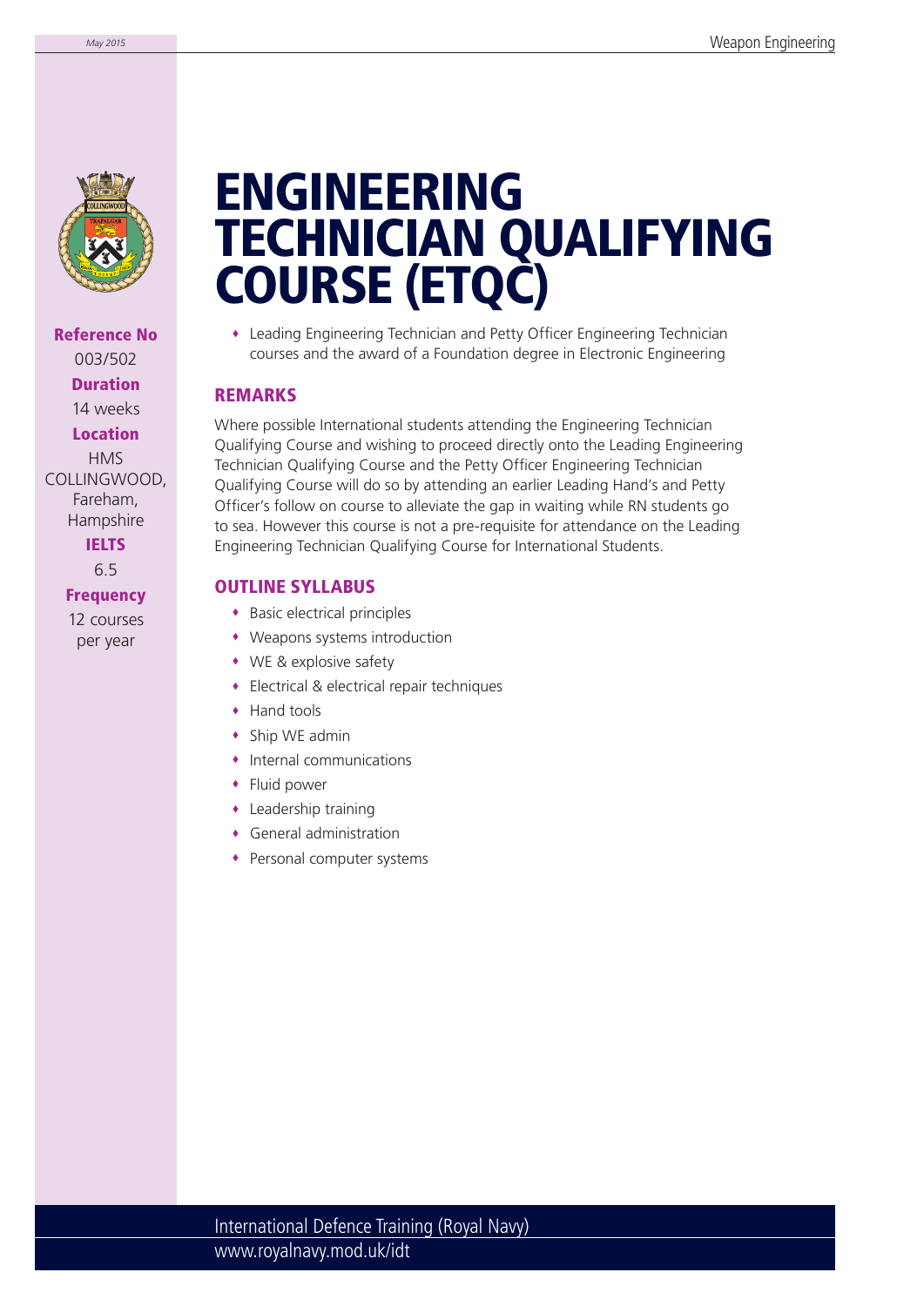Reference No
003/502

Duration
14 weeks

Location
HMS COLLINGWOOD, Fareham, Hampshire

IELTS
6.5

Frequency
12 courses per year

# ENGINEERING TECHNICIAN QUALIFYING COURSE (ETQC)

- Leading Engineering Technician and Petty Officer Engineering Technician courses and the award of a Foundation degree in Electronic Engineering

## REMARKS

Where possible International students attending the Engineering Technician Qualifying Course and wishing to proceed directly onto the Leading Engineering Technician Qualifying Course and the Petty Officer Engineering Technician Qualifying Course will do so by attending an earlier Leading Hand's and Petty Officer's follow on course to alleviate the gap in waiting while RN students go to sea. However this course is not a pre-requisite for attendance on the Leading Engineering Technician Qualifying Course for International Students.

## OUTLINE SYLLABUS

- Basic electrical principles
- Weapons systems introduction
- WE & explosive safety
- Electrical & electrical repair techniques
- Hand tools
- Ship WE admin
- Internal communications
- Fluid power
- Leadership training
- General administration
- Personal computer systems

International Defence Training (Royal Navy)
www.royalnavy.mod.uk/idt